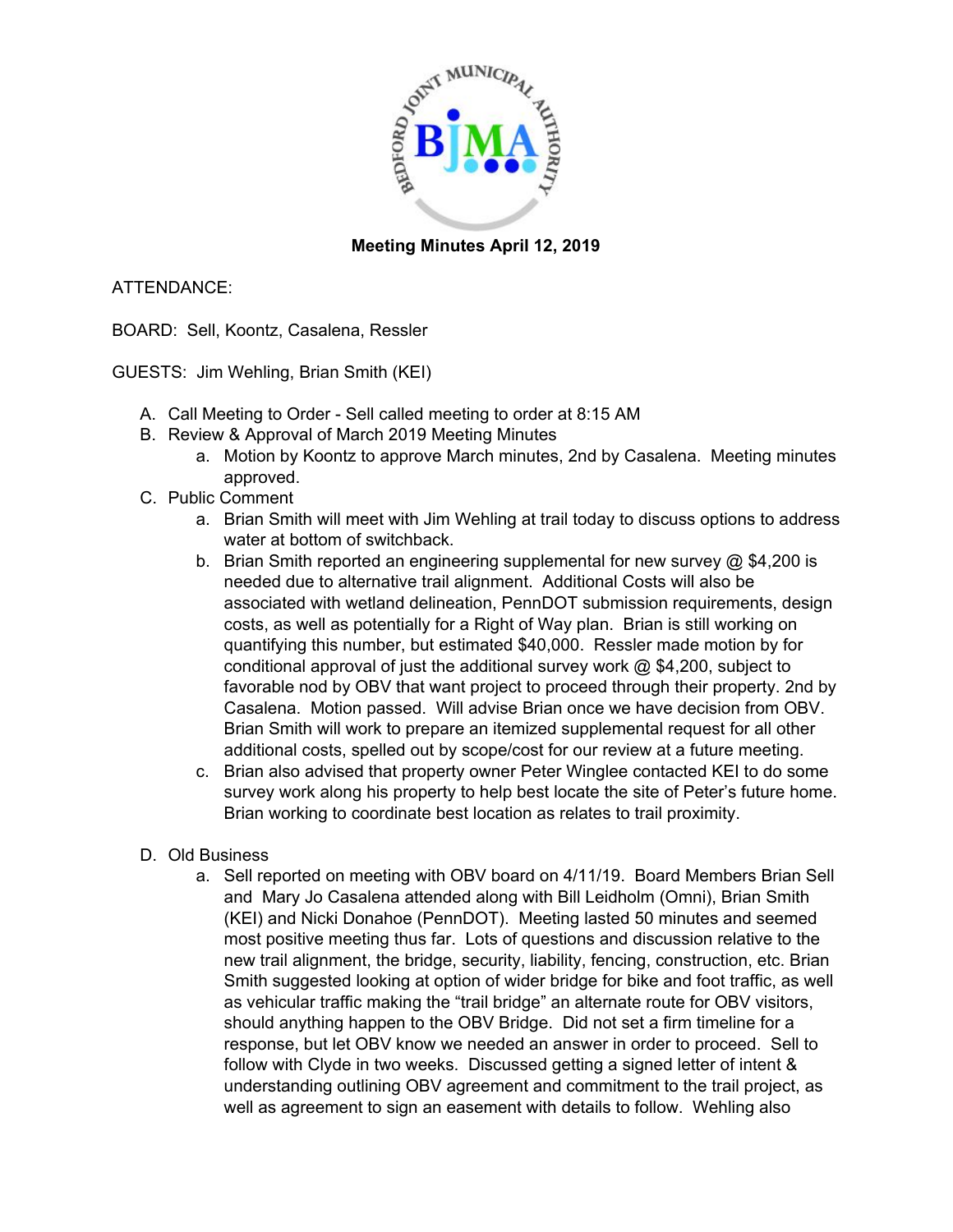**Meeting Minutes April 12, 2019**

ATTENDANCE:

BOARD: Sell, Koontz, Casalena, Ressler

GUESTS: Jim Wehling, Brian Smith (KEI)

A. Call Meeting to Order - Sell called meeting to order at 8:15 AM
B. Review & Approval of March 2019 Meeting Minutes
    a. Motion by Koontz to approve March minutes, 2nd by Casalena. Meeting minutes approved.
C. Public Comment
    a. Brian Smith will meet with Jim Wehling at trail today to discuss options to address water at bottom of switchback.
    b. Brian Smith reported an engineering supplemental for new survey @ $4,200 is needed due to alternative trail alignment. Additional Costs will also be associated with wetland delineation, PennDOT submission requirements, design costs, as well as potentially for a Right of Way plan. Brian is still working on quantifying this number, but estimated $40,000. Ressler made motion by for conditional approval of just the additional survey work @ $4,200, subject to favorable nod by OBV that want project to proceed through their property. 2nd by Casalena. Motion passed. Will advise Brian once we have decision from OBV. Brian Smith will work to prepare an itemized supplemental request for all other additional costs, spelled out by scope/cost for our review at a future meeting.
    c. Brian also advised that property owner Peter Winglee contacted KEI to do some survey work along his property to help best locate the site of Peter's future home. Brian working to coordinate best location as relates to trail proximity.

D. Old Business
    a. Sell reported on meeting with OBV board on 4/11/19. Board Members Brian Sell and Mary Jo Casalena attended along with Bill Leidholm (Omni), Brian Smith (KEI) and Nicki Donahoe (PennDOT). Meeting lasted 50 minutes and seemed most positive meeting thus far. Lots of questions and discussion relative to the new trail alignment, the bridge, security, liability, fencing, construction, etc. Brian Smith suggested looking at option of wider bridge for bike and foot traffic, as well as vehicular traffic making the "trail bridge" an alternate route for OBV visitors, should anything happen to the OBV Bridge. Did not set a firm timeline for a response, but let OBV know we needed an answer in order to proceed. Sell to follow with Clyde in two weeks. Discussed getting a signed letter of intent & understanding outlining OBV agreement and commitment to the trail project, as well as agreement to sign an easement with details to follow. Wehling also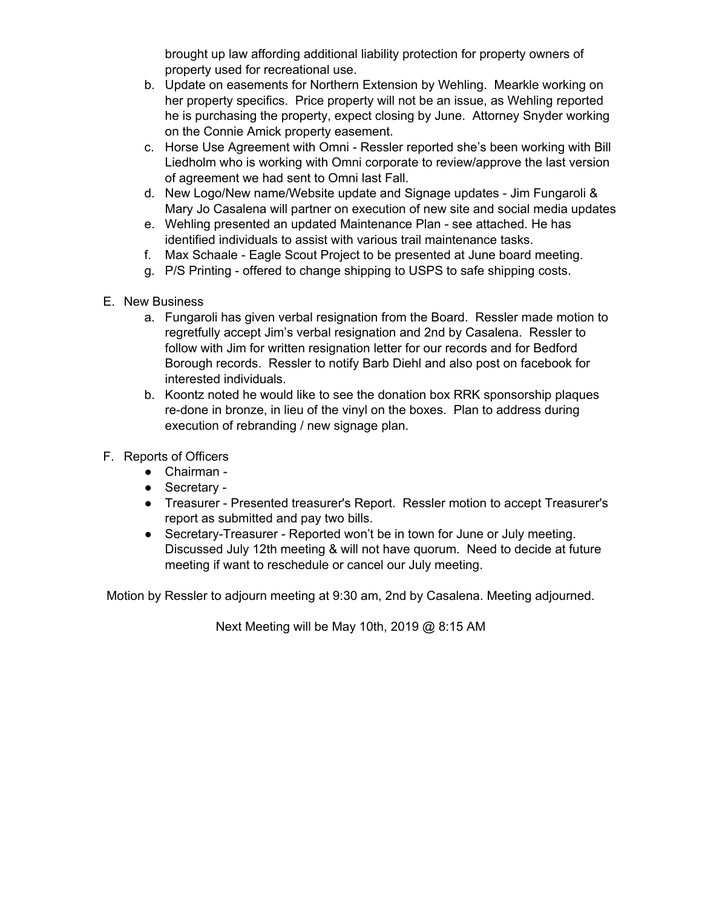brought up law affording additional liability protection for property owners of property used for recreational use.

b. Update on easements for Northern Extension by Wehling. Mearkle working on her property specifics. Price property will not be an issue, as Wehling reported he is purchasing the property, expect closing by June. Attorney Snyder working on the Connie Amick property easement.
c. Horse Use Agreement with Omni - Ressler reported she's been working with Bill Liedholm who is working with Omni corporate to review/approve the last version of agreement we had sent to Omni last Fall.
d. New Logo/New name/Website update and Signage updates - Jim Fungaroli & Mary Jo Casalena will partner on execution of new site and social media updates
e. Wehling presented an updated Maintenance Plan - see attached. He has identified individuals to assist with various trail maintenance tasks.
f. Max Schaale - Eagle Scout Project to be presented at June board meeting.
g. P/S Printing - offered to change shipping to USPS to safe shipping costs.

E. New Business

a. Fungaroli has given verbal resignation from the Board. Ressler made motion to regretfully accept Jim's verbal resignation and 2nd by Casalena. Ressler to follow with Jim for written resignation letter for our records and for Bedford Borough records. Ressler to notify Barb Diehl and also post on facebook for interested individuals.
b. Koontz noted he would like to see the donation box RRK sponsorship plaques re-done in bronze, in lieu of the vinyl on the boxes. Plan to address during execution of rebranding / new signage plan.

F. Reports of Officers

- Chairman -
- Secretary -
- Treasurer - Presented treasurer's Report. Ressler motion to accept Treasurer's report as submitted and pay two bills.
- Secretary-Treasurer - Reported won't be in town for June or July meeting. Discussed July 12th meeting & will not have quorum. Need to decide at future meeting if want to reschedule or cancel our July meeting.

Motion by Ressler to adjourn meeting at 9:30 am, 2nd by Casalena. Meeting adjourned.

Next Meeting will be May 10th, 2019 @ 8:15 AM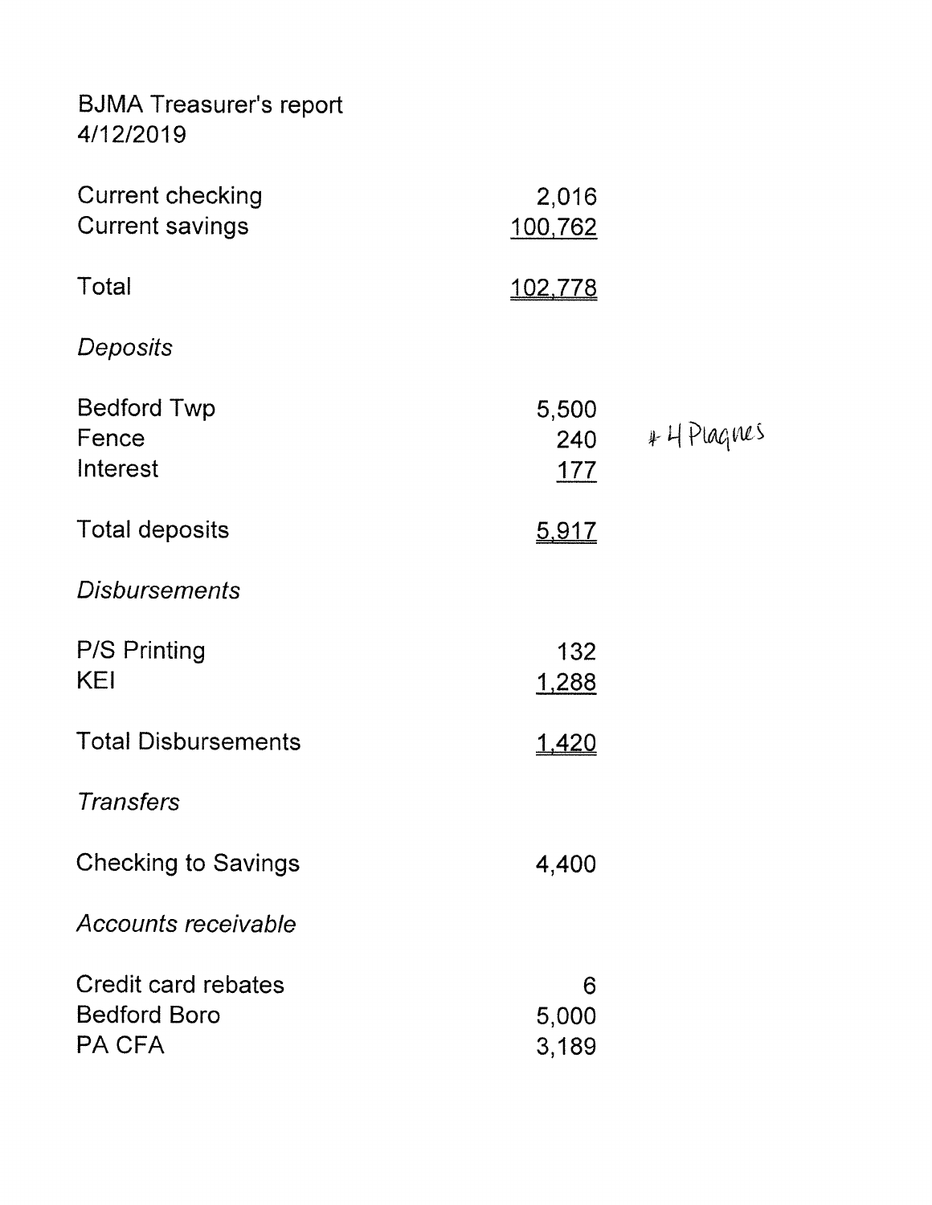BJMA Treasurer's report
4/12/2019

| | | |
|---|---|---|
| Current checking | 2,016 | |
| Current savings | 100,762 | |
| | | |
| Total | 102,778 | |
| | | |
| *Deposits* | | |
| | | |
| Bedford Twp | 5,500 | |
| Fence | 240 | + 4 Plaques |
| Interest | 177 | |
| | | |
| Total deposits | 5,917 | |
| | | |
| *Disbursements* | | |
| | | |
| P/S Printing | 132 | |
| KEI | 1,288 | |
| | | |
| Total Disbursements | 1,420 | |
| | | |
| *Transfers* | | |
| | | |
| Checking to Savings | 4,400 | |
| | | |
| *Accounts receivable* | | |
| | | |
| Credit card rebates | 6 | |
| Bedford Boro | 5,000 | |
| PA CFA | 3,189 | |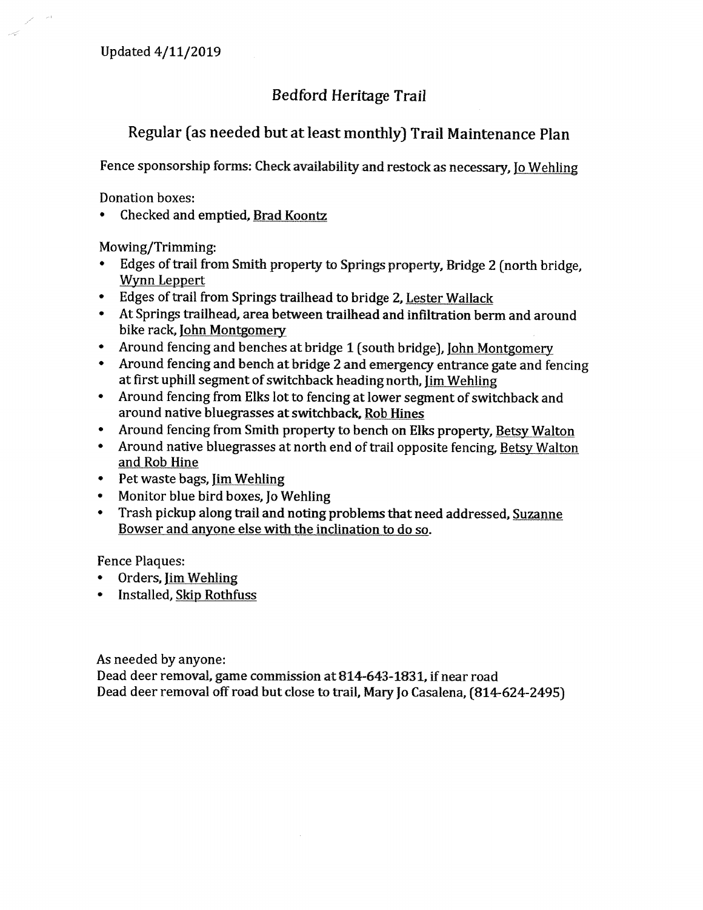Updated 4/11/2019

# Bedford Heritage Trail

## Regular (as needed but at least monthly) Trail Maintenance Plan

Fence sponsorship forms: Check availability and restock as necessary, Jo Wehling

Donation boxes:

- Checked and emptied, Brad Koontz

Mowing/Trimming:

- Edges of trail from Smith property to Springs property, Bridge 2 (north bridge, Wynn Leppert
- Edges of trail from Springs trailhead to bridge 2, Lester Wallack
- At Springs trailhead, area between trailhead and infiltration berm and around bike rack, John Montgomery
- Around fencing and benches at bridge 1 (south bridge), John Montgomery
- Around fencing and bench at bridge 2 and emergency entrance gate and fencing at first uphill segment of switchback heading north, Jim Wehling
- Around fencing from Elks lot to fencing at lower segment of switchback and around native bluegrasses at switchback, Rob Hines
- Around fencing from Smith property to bench on Elks property, Betsy Walton
- Around native bluegrasses at north end of trail opposite fencing, Betsy Walton and Rob Hine
- Pet waste bags, Jim Wehling
- Monitor blue bird boxes, Jo Wehling
- Trash pickup along trail and noting problems that need addressed, Suzanne Bowser and anyone else with the inclination to do so.

Fence Plaques:

- Orders, Jim Wehling
- Installed, Skip Rothfuss

As needed by anyone:
Dead deer removal, game commission at 814-643-1831, if near road
Dead deer removal off road but close to trail, Mary Jo Casalena, (814-624-2495)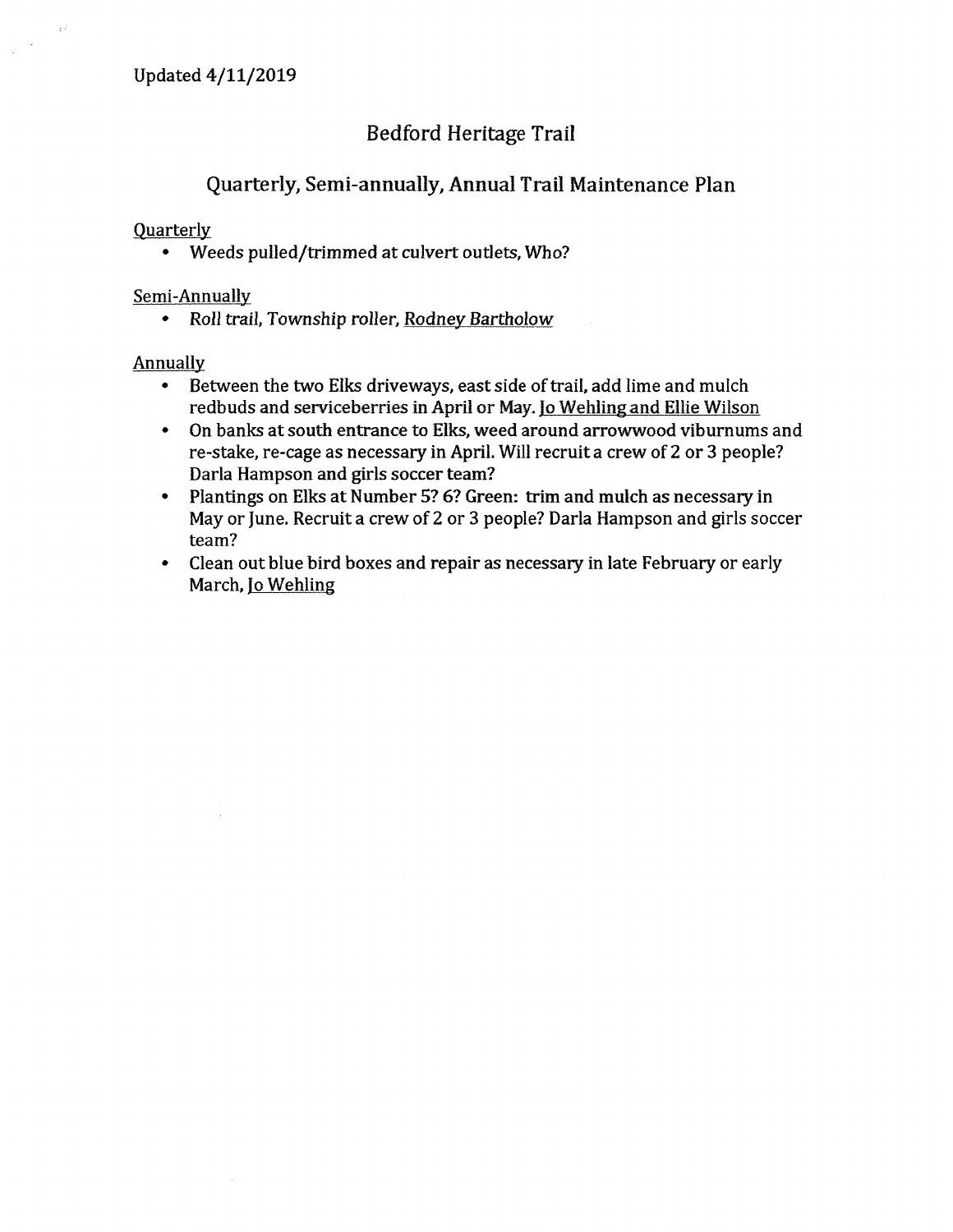Updated 4/11/2019

# Bedford Heritage Trail

## Quarterly, Semi-annually, Annual Trail Maintenance Plan

<u>Quarterly</u>

- Weeds pulled/trimmed at culvert outlets, Who?

<u>Semi-Annually</u>

- *Roll trail, Township roller, <u>Rodney Bartholow</u>*

<u>Annually</u>

- Between the two Elks driveways, east side of trail, add lime and mulch redbuds and serviceberries in April or May. <u>Jo Wehling and Ellie Wilson</u>
- On banks at south entrance to Elks, weed around arrowwood viburnums and re-stake, re-cage as necessary in April. Will recruit a crew of 2 or 3 people? Darla Hampson and girls soccer team?
- Plantings on Elks at Number 5? 6? Green: trim and mulch as necessary in May or June. Recruit a crew of 2 or 3 people? Darla Hampson and girls soccer team?
- Clean out blue bird boxes and repair as necessary in late February or early March, <u>Jo Wehling</u>